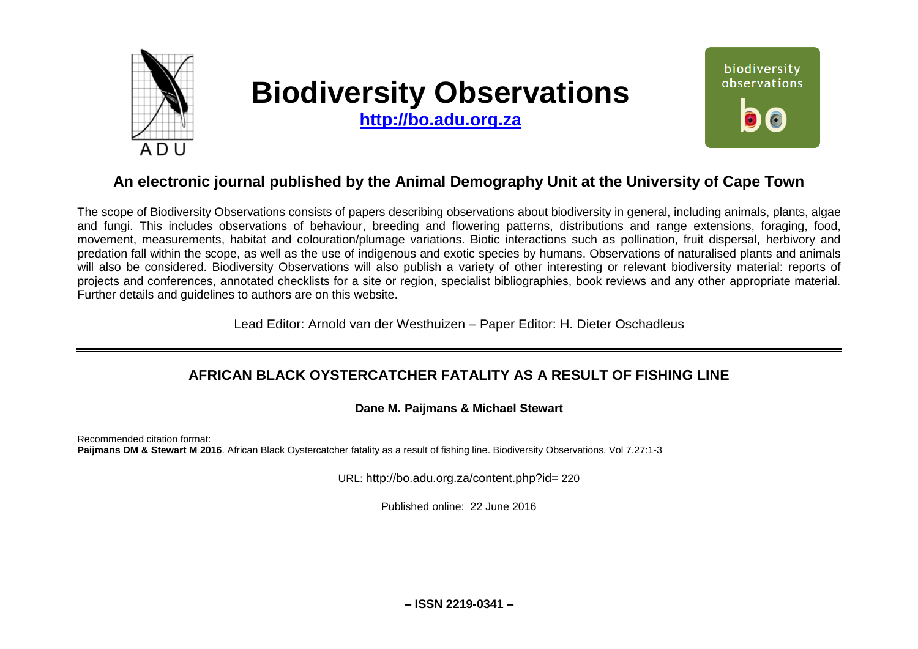# Biodiversity Observations

**http://bo.adu.org.za**

## An electronic journal published by the Animal Demography Unit at the University of Cape Town

The scope of Biodiversity Observations consists of papers describing observations about biodiversity in general, including animals, plants, algae and fungi. This includes observations of behaviour, breeding and flowering patterns, distributions and range extensions, foraging, food, movement, measurements, habitat and colouration/plumage variations. Biotic interactions such as pollination, fruit dispersal, herbivory and predation fall within the scope, as well as the use of indigenous and exotic species by humans. Observations of naturalised plants and animals will also be considered. Biodiversity Observations will also publish a variety of other interesting or relevant biodiversity material: reports of projects and conferences, annotated checklists for a site or region, specialist bibliographies, book reviews and any other appropriate material. Further details and guidelines to authors are on this website.

Lead Editor: Arnold van der Westhuizen – Paper Editor: H. Dieter Oschadleus

---

## AFRICAN BLACK OYSTERCATCHER FATALITY AS A RESULT OF FISHING LINE

**Dane M. Paijmans & Michael Stewart**

Recommended citation format:
**Paijmans DM & Stewart M 2016**. African Black Oystercatcher fatality as a result of fishing line. Biodiversity Observations, Vol 7.27:1-3

URL: http://bo.adu.org.za/content.php?id= 220

Published online: 22 June 2016

**– ISSN 2219-0341 –**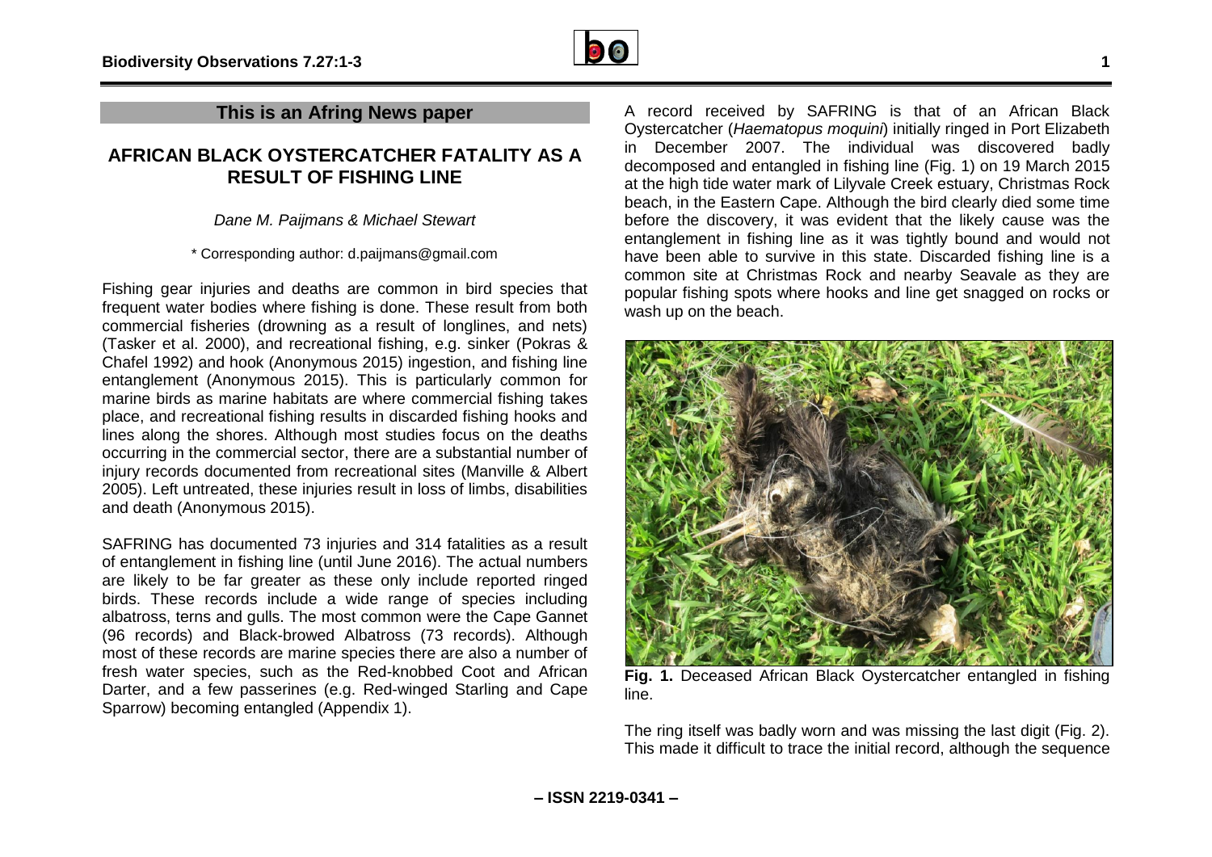## This is an Afring News paper

# AFRICAN BLACK OYSTERCATCHER FATALITY AS A RESULT OF FISHING LINE

*Dane M. Paijmans & Michael Stewart*

\* Corresponding author: d.paijmans@gmail.com

Fishing gear injuries and deaths are common in bird species that frequent water bodies where fishing is done. These result from both commercial fisheries (drowning as a result of longlines, and nets) (Tasker et al. 2000), and recreational fishing, e.g. sinker (Pokras & Chafel 1992) and hook (Anonymous 2015) ingestion, and fishing line entanglement (Anonymous 2015). This is particularly common for marine birds as marine habitats are where commercial fishing takes place, and recreational fishing results in discarded fishing hooks and lines along the shores. Although most studies focus on the deaths occurring in the commercial sector, there are a substantial number of injury records documented from recreational sites (Manville & Albert 2005). Left untreated, these injuries result in loss of limbs, disabilities and death (Anonymous 2015).

SAFRING has documented 73 injuries and 314 fatalities as a result of entanglement in fishing line (until June 2016). The actual numbers are likely to be far greater as these only include reported ringed birds. These records include a wide range of species including albatross, terns and gulls. The most common were the Cape Gannet (96 records) and Black-browed Albatross (73 records). Although most of these records are marine species there are also a number of fresh water species, such as the Red-knobbed Coot and African Darter, and a few passerines (e.g. Red-winged Starling and Cape Sparrow) becoming entangled (Appendix 1).

A record received by SAFRING is that of an African Black Oystercatcher (*Haematopus moquini*) initially ringed in Port Elizabeth in December 2007. The individual was discovered badly decomposed and entangled in fishing line (Fig. 1) on 19 March 2015 at the high tide water mark of Lilyvale Creek estuary, Christmas Rock beach, in the Eastern Cape. Although the bird clearly died some time before the discovery, it was evident that the likely cause was the entanglement in fishing line as it was tightly bound and would not have been able to survive in this state. Discarded fishing line is a common site at Christmas Rock and nearby Seavale as they are popular fishing spots where hooks and line get snagged on rocks or wash up on the beach.

**Fig. 1.** Deceased African Black Oystercatcher entangled in fishing line.

The ring itself was badly worn and was missing the last digit (Fig. 2). This made it difficult to trace the initial record, although the sequence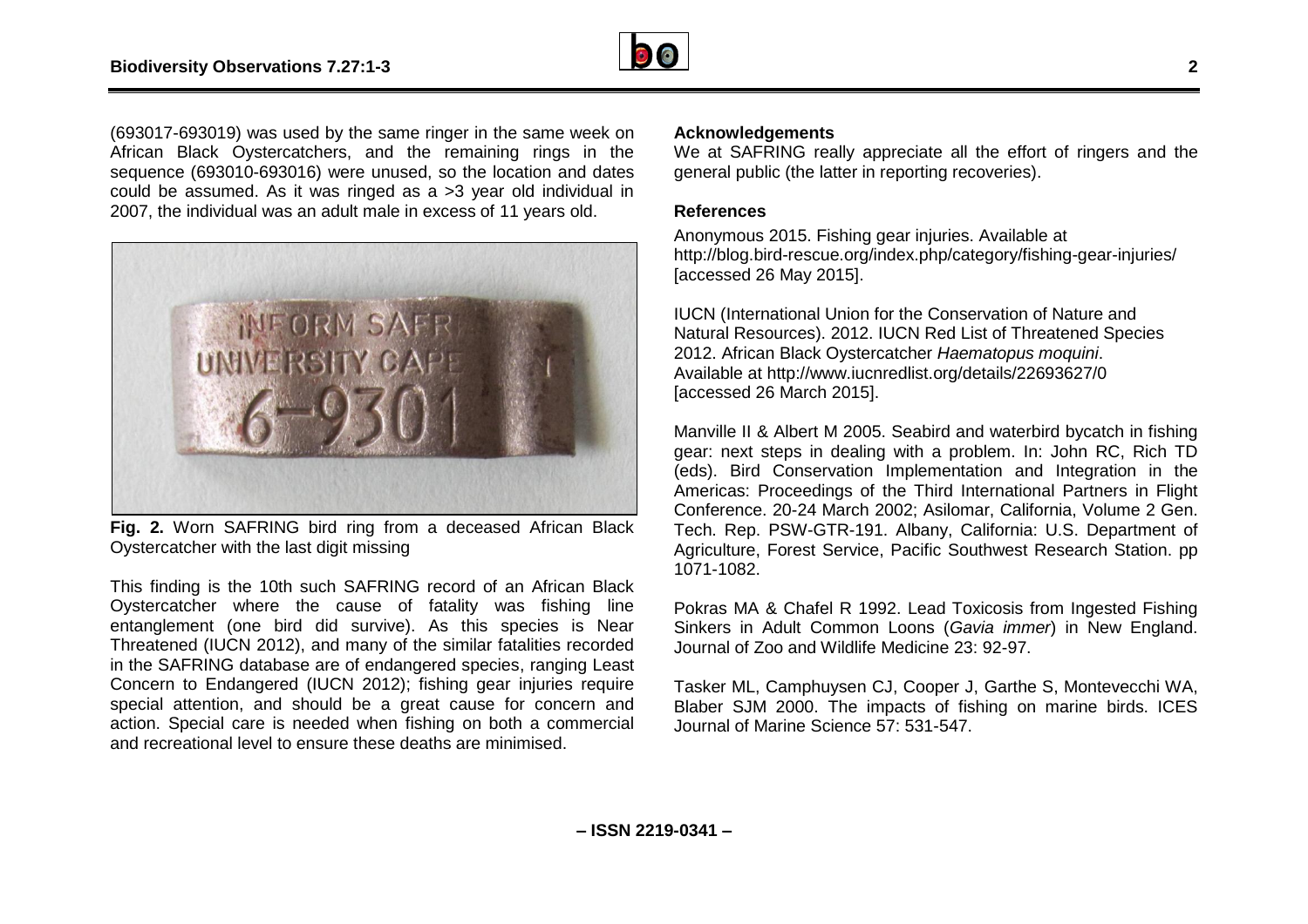(693017-693019) was used by the same ringer in the same week on African Black Oystercatchers, and the remaining rings in the sequence (693010-693016) were unused, so the location and dates could be assumed. As it was ringed as a >3 year old individual in 2007, the individual was an adult male in excess of 11 years old.

**Fig. 2.** Worn SAFRING bird ring from a deceased African Black Oystercatcher with the last digit missing

This finding is the 10th such SAFRING record of an African Black Oystercatcher where the cause of fatality was fishing line entanglement (one bird did survive). As this species is Near Threatened (IUCN 2012), and many of the similar fatalities recorded in the SAFRING database are of endangered species, ranging Least Concern to Endangered (IUCN 2012); fishing gear injuries require special attention, and should be a great cause for concern and action. Special care is needed when fishing on both a commercial and recreational level to ensure these deaths are minimised.

### Acknowledgements

We at SAFRING really appreciate all the effort of ringers and the general public (the latter in reporting recoveries).

### References

Anonymous 2015. Fishing gear injuries. Available at http://blog.bird-rescue.org/index.php/category/fishing-gear-injuries/ [accessed 26 May 2015].

IUCN (International Union for the Conservation of Nature and Natural Resources). 2012. IUCN Red List of Threatened Species 2012. African Black Oystercatcher *Haematopus moquini*. Available at http://www.iucnredlist.org/details/22693627/0 [accessed 26 March 2015].

Manville II & Albert M 2005. Seabird and waterbird bycatch in fishing gear: next steps in dealing with a problem. In: John RC, Rich TD (eds). Bird Conservation Implementation and Integration in the Americas: Proceedings of the Third International Partners in Flight Conference. 20-24 March 2002; Asilomar, California, Volume 2 Gen. Tech. Rep. PSW-GTR-191. Albany, California: U.S. Department of Agriculture, Forest Service, Pacific Southwest Research Station. pp 1071-1082.

Pokras MA & Chafel R 1992. Lead Toxicosis from Ingested Fishing Sinkers in Adult Common Loons (*Gavia immer*) in New England. Journal of Zoo and Wildlife Medicine 23: 92-97.

Tasker ML, Camphuysen CJ, Cooper J, Garthe S, Montevecchi WA, Blaber SJM 2000. The impacts of fishing on marine birds. ICES Journal of Marine Science 57: 531-547.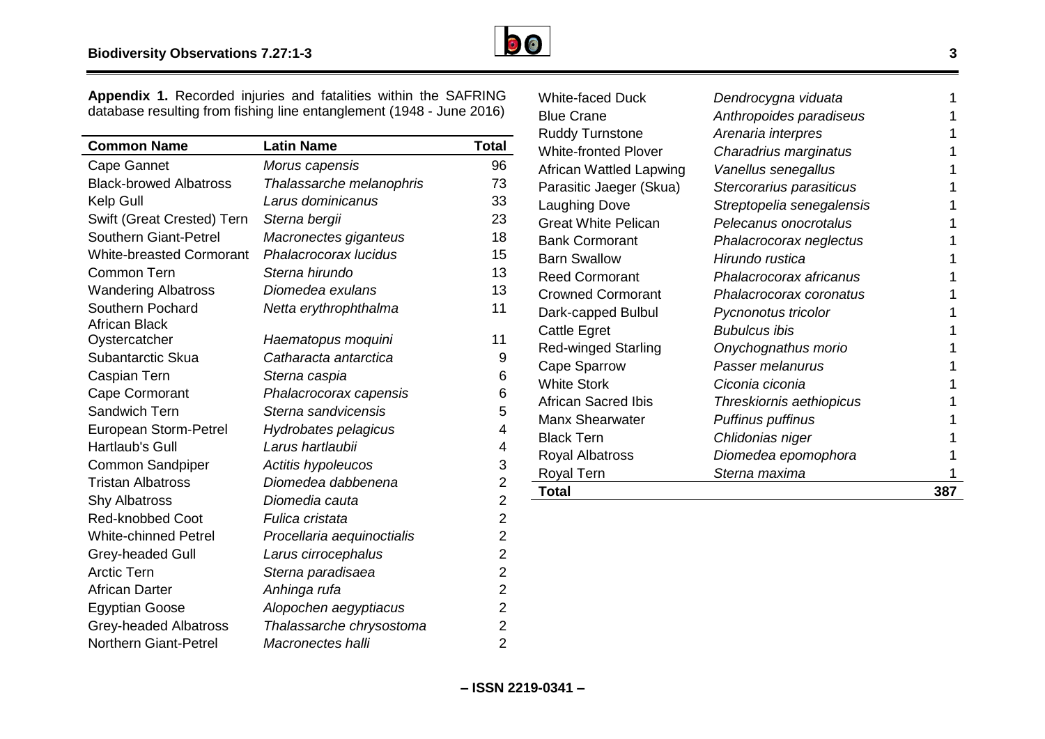**Appendix 1.** Recorded injuries and fatalities within the SAFRING database resulting from fishing line entanglement (1948 - June 2016)

| Common Name | Latin Name | Total |
|---|---|---|
| Cape Gannet | *Morus capensis* | 96 |
| Black-browed Albatross | *Thalassarche melanophris* | 73 |
| Kelp Gull | *Larus dominicanus* | 33 |
| Swift (Great Crested) Tern | *Sterna bergii* | 23 |
| Southern Giant-Petrel | *Macronectes giganteus* | 18 |
| White-breasted Cormorant | *Phalacrocorax lucidus* | 15 |
| Common Tern | *Sterna hirundo* | 13 |
| Wandering Albatross | *Diomedea exulans* | 13 |
| Southern Pochard | *Netta erythrophthalma* | 11 |
| African Black Oystercatcher | *Haematopus moquini* | 11 |
| Subantarctic Skua | *Catharacta antarctica* | 9 |
| Caspian Tern | *Sterna caspia* | 6 |
| Cape Cormorant | *Phalacrocorax capensis* | 6 |
| Sandwich Tern | *Sterna sandvicensis* | 5 |
| European Storm-Petrel | *Hydrobates pelagicus* | 4 |
| Hartlaub's Gull | *Larus hartlaubii* | 4 |
| Common Sandpiper | *Actitis hypoleucos* | 3 |
| Tristan Albatross | *Diomedea dabbenena* | 2 |
| Shy Albatross | *Diomedia cauta* | 2 |
| Red-knobbed Coot | *Fulica cristata* | 2 |
| White-chinned Petrel | *Procellaria aequinoctialis* | 2 |
| Grey-headed Gull | *Larus cirrocephalus* | 2 |
| Arctic Tern | *Sterna paradisaea* | 2 |
| African Darter | *Anhinga rufa* | 2 |
| Egyptian Goose | *Alopochen aegyptiacus* | 2 |
| Grey-headed Albatross | *Thalassarche chrysostoma* | 2 |
| Northern Giant-Petrel | *Macronectes halli* | 2 |
| White-faced Duck | *Dendrocygna viduata* | 1 |
| Blue Crane | *Anthropoides paradiseus* | 1 |
| Ruddy Turnstone | *Arenaria interpres* | 1 |
| White-fronted Plover | *Charadrius marginatus* | 1 |
| African Wattled Lapwing | *Vanellus senegallus* | 1 |
| Parasitic Jaeger (Skua) | *Stercorarius parasiticus* | 1 |
| Laughing Dove | *Streptopelia senegalensis* | 1 |
| Great White Pelican | *Pelecanus onocrotalus* | 1 |
| Bank Cormorant | *Phalacrocorax neglectus* | 1 |
| Barn Swallow | *Hirundo rustica* | 1 |
| Reed Cormorant | *Phalacrocorax africanus* | 1 |
| Crowned Cormorant | *Phalacrocorax coronatus* | 1 |
| Dark-capped Bulbul | *Pycnonotus tricolor* | 1 |
| Cattle Egret | *Bubulcus ibis* | 1 |
| Red-winged Starling | *Onychognathus morio* | 1 |
| Cape Sparrow | *Passer melanurus* | 1 |
| White Stork | *Ciconia ciconia* | 1 |
| African Sacred Ibis | *Threskiornis aethiopicus* | 1 |
| Manx Shearwater | *Puffinus puffinus* | 1 |
| Black Tern | *Chlidonias niger* | 1 |
| Royal Albatross | *Diomedea epomophora* | 1 |
| Royal Tern | *Sterna maxima* | 1 |
| **Total** | | **387** |